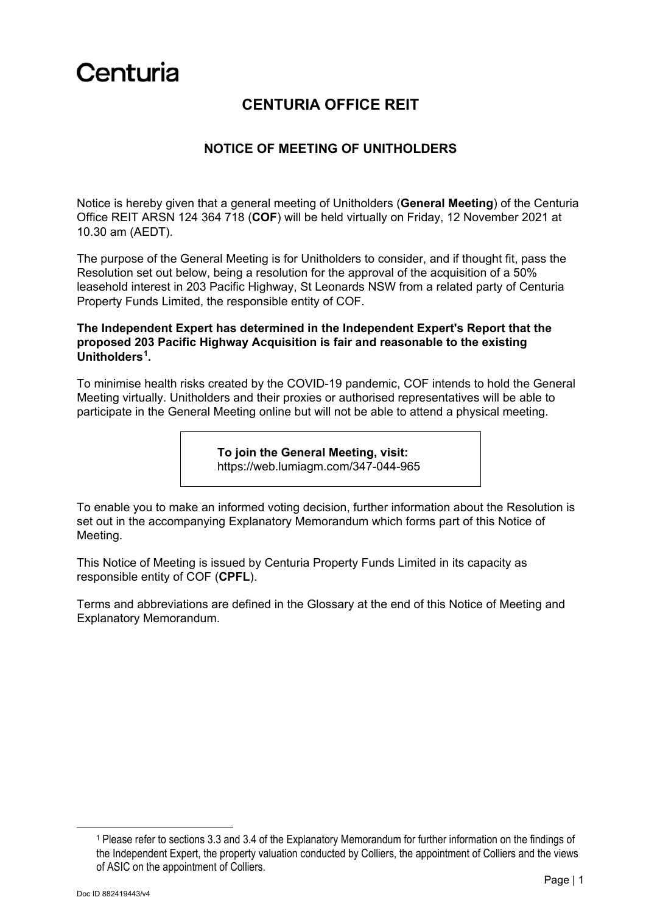Centuria

# CENTURIA OFFICE REIT

## NOTICE OF MEETING OF UNITHOLDERS

Notice is hereby given that a general meeting of Unitholders (**General Meeting**) of the Centuria Office REIT ARSN 124 364 718 (**COF**) will be held virtually on Friday, 12 November 2021 at 10.30 am (AEDT).

The purpose of the General Meeting is for Unitholders to consider, and if thought fit, pass the Resolution set out below, being a resolution for the approval of the acquisition of a 50% leasehold interest in 203 Pacific Highway, St Leonards NSW from a related party of Centuria Property Funds Limited, the responsible entity of COF.

**The Independent Expert has determined in the Independent Expert's Report that the proposed 203 Pacific Highway Acquisition is fair and reasonable to the existing Unitholders[1].**

To minimise health risks created by the COVID-19 pandemic, COF intends to hold the General Meeting virtually. Unitholders and their proxies or authorised representatives will be able to participate in the General Meeting online but will not be able to attend a physical meeting.

**To join the General Meeting, visit:**
https://web.lumiagm.com/347-044-965

To enable you to make an informed voting decision, further information about the Resolution is set out in the accompanying Explanatory Memorandum which forms part of this Notice of Meeting.

This Notice of Meeting is issued by Centuria Property Funds Limited in its capacity as responsible entity of COF (**CPFL**).

Terms and abbreviations are defined in the Glossary at the end of this Notice of Meeting and Explanatory Memorandum.

[1] Please refer to sections 3.3 and 3.4 of the Explanatory Memorandum for further information on the findings of the Independent Expert, the property valuation conducted by Colliers, the appointment of Colliers and the views of ASIC on the appointment of Colliers.

Doc ID 882419443/v4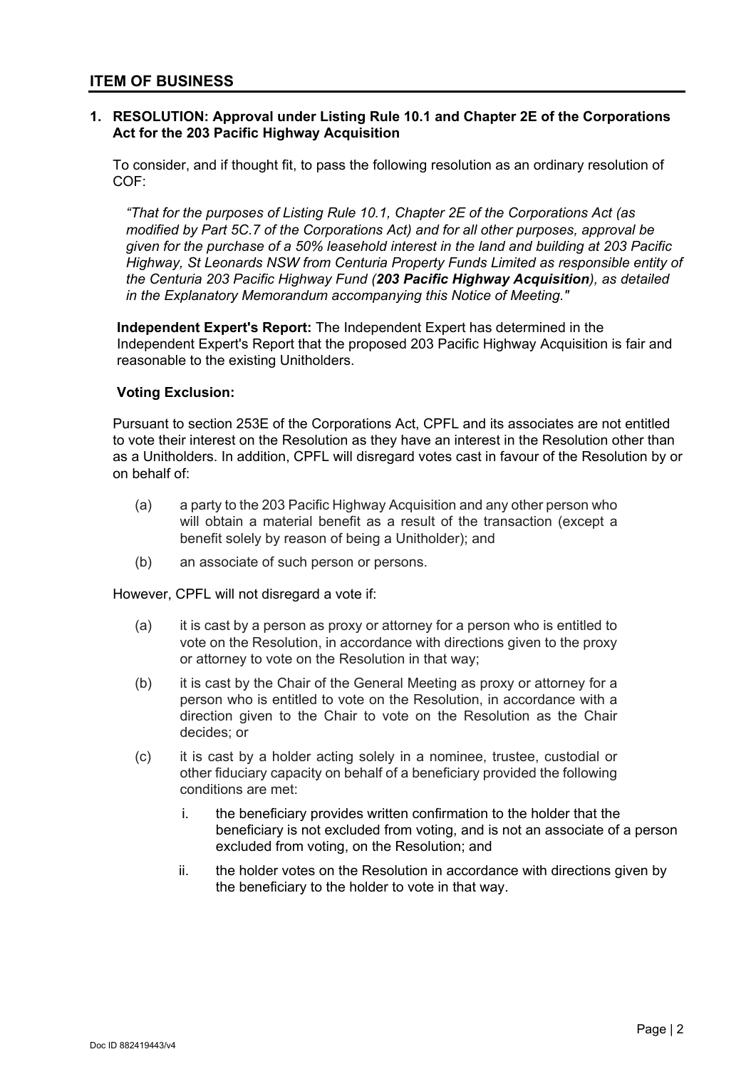## ITEM OF BUSINESS

### 1. RESOLUTION: Approval under Listing Rule 10.1 and Chapter 2E of the Corporations Act for the 203 Pacific Highway Acquisition

To consider, and if thought fit, to pass the following resolution as an ordinary resolution of COF:

*"That for the purposes of Listing Rule 10.1, Chapter 2E of the Corporations Act (as modified by Part 5C.7 of the Corporations Act) and for all other purposes, approval be given for the purchase of a 50% leasehold interest in the land and building at 203 Pacific Highway, St Leonards NSW from Centuria Property Funds Limited as responsible entity of the Centuria 203 Pacific Highway Fund (**203 Pacific Highway Acquisition**), as detailed in the Explanatory Memorandum accompanying this Notice of Meeting."*

**Independent Expert's Report:** The Independent Expert has determined in the Independent Expert's Report that the proposed 203 Pacific Highway Acquisition is fair and reasonable to the existing Unitholders.

**Voting Exclusion:**

Pursuant to section 253E of the Corporations Act, CPFL and its associates are not entitled to vote their interest on the Resolution as they have an interest in the Resolution other than as a Unitholders. In addition, CPFL will disregard votes cast in favour of the Resolution by or on behalf of:

(a) a party to the 203 Pacific Highway Acquisition and any other person who will obtain a material benefit as a result of the transaction (except a benefit solely by reason of being a Unitholder); and

(b) an associate of such person or persons.

However, CPFL will not disregard a vote if:

(a) it is cast by a person as proxy or attorney for a person who is entitled to vote on the Resolution, in accordance with directions given to the proxy or attorney to vote on the Resolution in that way;

(b) it is cast by the Chair of the General Meeting as proxy or attorney for a person who is entitled to vote on the Resolution, in accordance with a direction given to the Chair to vote on the Resolution as the Chair decides; or

(c) it is cast by a holder acting solely in a nominee, trustee, custodial or other fiduciary capacity on behalf of a beneficiary provided the following conditions are met:

   i. the beneficiary provides written confirmation to the holder that the beneficiary is not excluded from voting, and is not an associate of a person excluded from voting, on the Resolution; and

   ii. the holder votes on the Resolution in accordance with directions given by the beneficiary to the holder to vote in that way.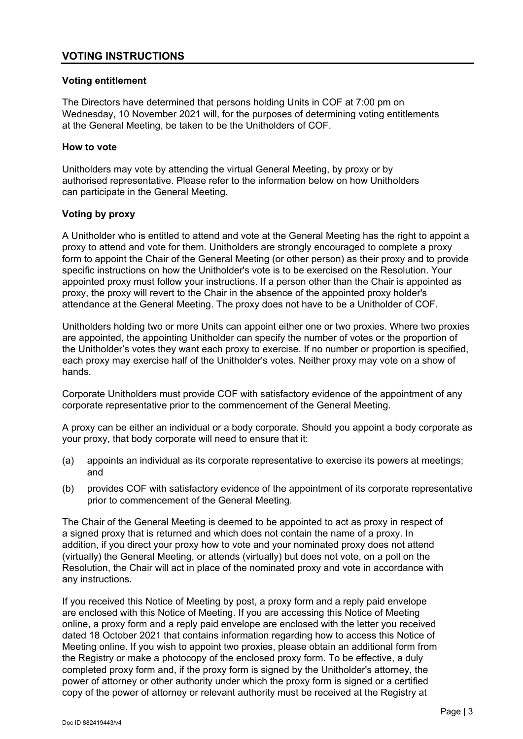## VOTING INSTRUCTIONS

### Voting entitlement

The Directors have determined that persons holding Units in COF at 7:00 pm on Wednesday, 10 November 2021 will, for the purposes of determining voting entitlements at the General Meeting, be taken to be the Unitholders of COF.

### How to vote

Unitholders may vote by attending the virtual General Meeting, by proxy or by authorised representative. Please refer to the information below on how Unitholders can participate in the General Meeting.

### Voting by proxy

A Unitholder who is entitled to attend and vote at the General Meeting has the right to appoint a proxy to attend and vote for them. Unitholders are strongly encouraged to complete a proxy form to appoint the Chair of the General Meeting (or other person) as their proxy and to provide specific instructions on how the Unitholder's vote is to be exercised on the Resolution. Your appointed proxy must follow your instructions. If a person other than the Chair is appointed as proxy, the proxy will revert to the Chair in the absence of the appointed proxy holder's attendance at the General Meeting. The proxy does not have to be a Unitholder of COF.

Unitholders holding two or more Units can appoint either one or two proxies. Where two proxies are appointed, the appointing Unitholder can specify the number of votes or the proportion of the Unitholder's votes they want each proxy to exercise. If no number or proportion is specified, each proxy may exercise half of the Unitholder's votes. Neither proxy may vote on a show of hands.

Corporate Unitholders must provide COF with satisfactory evidence of the appointment of any corporate representative prior to the commencement of the General Meeting.

A proxy can be either an individual or a body corporate. Should you appoint a body corporate as your proxy, that body corporate will need to ensure that it:

(a) appoints an individual as its corporate representative to exercise its powers at meetings; and

(b) provides COF with satisfactory evidence of the appointment of its corporate representative prior to commencement of the General Meeting.

The Chair of the General Meeting is deemed to be appointed to act as proxy in respect of a signed proxy that is returned and which does not contain the name of a proxy. In addition, if you direct your proxy how to vote and your nominated proxy does not attend (virtually) the General Meeting, or attends (virtually) but does not vote, on a poll on the Resolution, the Chair will act in place of the nominated proxy and vote in accordance with any instructions.

If you received this Notice of Meeting by post, a proxy form and a reply paid envelope are enclosed with this Notice of Meeting. If you are accessing this Notice of Meeting online, a proxy form and a reply paid envelope are enclosed with the letter you received dated 18 October 2021 that contains information regarding how to access this Notice of Meeting online. If you wish to appoint two proxies, please obtain an additional form from the Registry or make a photocopy of the enclosed proxy form. To be effective, a duly completed proxy form and, if the proxy form is signed by the Unitholder's attorney, the power of attorney or other authority under which the proxy form is signed or a certified copy of the power of attorney or relevant authority must be received at the Registry at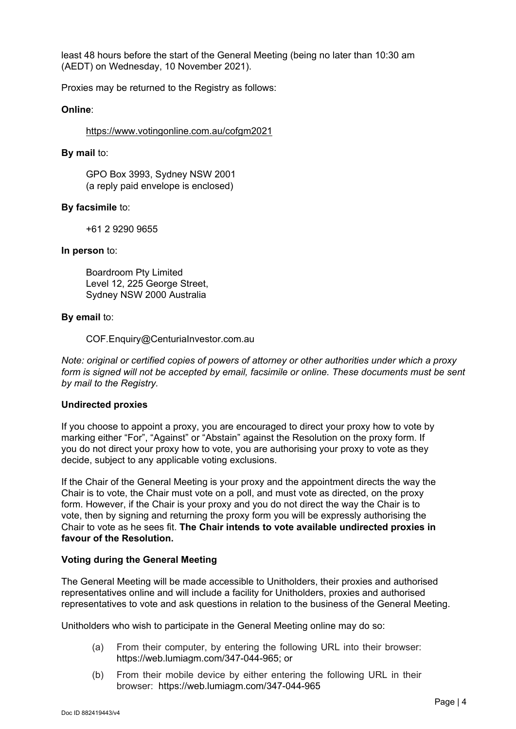least 48 hours before the start of the General Meeting (being no later than 10:30 am (AEDT) on Wednesday, 10 November 2021).

Proxies may be returned to the Registry as follows:

**Online**:

https://www.votingonline.com.au/cofgm2021

**By mail** to:

GPO Box 3993, Sydney NSW 2001
(a reply paid envelope is enclosed)

**By facsimile** to:

+61 2 9290 9655

**In person** to:

Boardroom Pty Limited
Level 12, 225 George Street,
Sydney NSW 2000 Australia

**By email** to:

COF.Enquiry@CenturiaInvestor.com.au

*Note: original or certified copies of powers of attorney or other authorities under which a proxy form is signed will not be accepted by email, facsimile or online. These documents must be sent by mail to the Registry.*

**Undirected proxies**

If you choose to appoint a proxy, you are encouraged to direct your proxy how to vote by marking either "For", "Against" or "Abstain" against the Resolution on the proxy form. If you do not direct your proxy how to vote, you are authorising your proxy to vote as they decide, subject to any applicable voting exclusions.

If the Chair of the General Meeting is your proxy and the appointment directs the way the Chair is to vote, the Chair must vote on a poll, and must vote as directed, on the proxy form. However, if the Chair is your proxy and you do not direct the way the Chair is to vote, then by signing and returning the proxy form you will be expressly authorising the Chair to vote as he sees fit. **The Chair intends to vote available undirected proxies in favour of the Resolution.**

**Voting during the General Meeting**

The General Meeting will be made accessible to Unitholders, their proxies and authorised representatives online and will include a facility for Unitholders, proxies and authorised representatives to vote and ask questions in relation to the business of the General Meeting.

Unitholders who wish to participate in the General Meeting online may do so:

(a) From their computer, by entering the following URL into their browser: https://web.lumiagm.com/347-044-965; or

(b) From their mobile device by either entering the following URL in their browser: https://web.lumiagm.com/347-044-965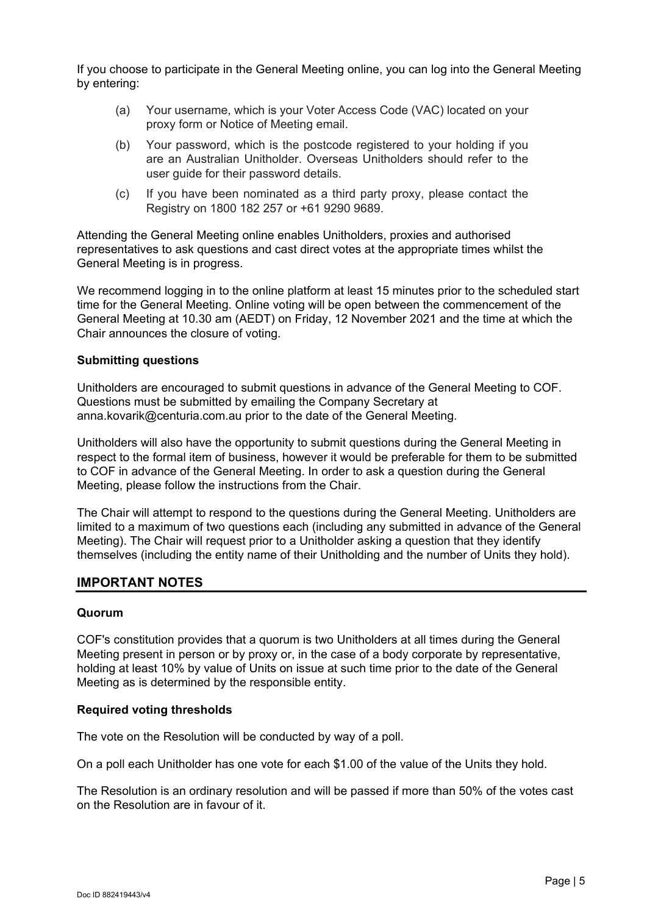If you choose to participate in the General Meeting online, you can log into the General Meeting by entering:

(a) Your username, which is your Voter Access Code (VAC) located on your proxy form or Notice of Meeting email.

(b) Your password, which is the postcode registered to your holding if you are an Australian Unitholder. Overseas Unitholders should refer to the user guide for their password details.

(c) If you have been nominated as a third party proxy, please contact the Registry on 1800 182 257 or +61 9290 9689.

Attending the General Meeting online enables Unitholders, proxies and authorised representatives to ask questions and cast direct votes at the appropriate times whilst the General Meeting is in progress.

We recommend logging in to the online platform at least 15 minutes prior to the scheduled start time for the General Meeting. Online voting will be open between the commencement of the General Meeting at 10.30 am (AEDT) on Friday, 12 November 2021 and the time at which the Chair announces the closure of voting.

**Submitting questions**

Unitholders are encouraged to submit questions in advance of the General Meeting to COF. Questions must be submitted by emailing the Company Secretary at anna.kovarik@centuria.com.au prior to the date of the General Meeting.

Unitholders will also have the opportunity to submit questions during the General Meeting in respect to the formal item of business, however it would be preferable for them to be submitted to COF in advance of the General Meeting. In order to ask a question during the General Meeting, please follow the instructions from the Chair.

The Chair will attempt to respond to the questions during the General Meeting. Unitholders are limited to a maximum of two questions each (including any submitted in advance of the General Meeting). The Chair will request prior to a Unitholder asking a question that they identify themselves (including the entity name of their Unitholding and the number of Units they hold).

## IMPORTANT NOTES

**Quorum**

COF's constitution provides that a quorum is two Unitholders at all times during the General Meeting present in person or by proxy or, in the case of a body corporate by representative, holding at least 10% by value of Units on issue at such time prior to the date of the General Meeting as is determined by the responsible entity.

**Required voting thresholds**

The vote on the Resolution will be conducted by way of a poll.

On a poll each Unitholder has one vote for each $1.00 of the value of the Units they hold.

The Resolution is an ordinary resolution and will be passed if more than 50% of the votes cast on the Resolution are in favour of it.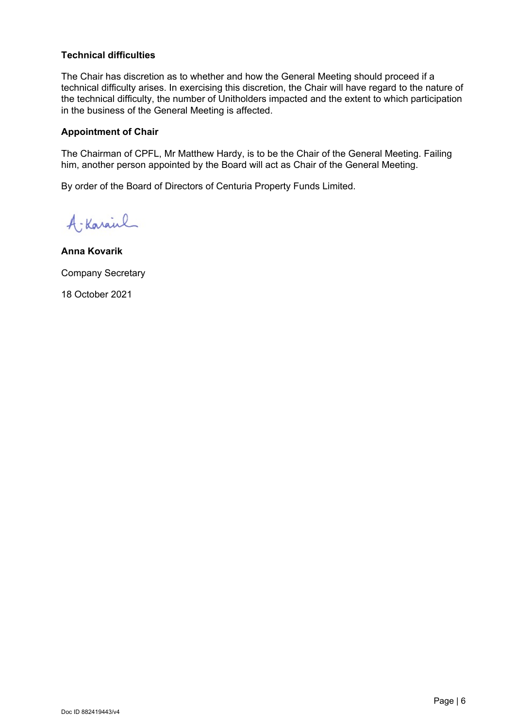**Technical difficulties**

The Chair has discretion as to whether and how the General Meeting should proceed if a technical difficulty arises. In exercising this discretion, the Chair will have regard to the nature of the technical difficulty, the number of Unitholders impacted and the extent to which participation in the business of the General Meeting is affected.

**Appointment of Chair**

The Chairman of CPFL, Mr Matthew Hardy, is to be the Chair of the General Meeting. Failing him, another person appointed by the Board will act as Chair of the General Meeting.

By order of the Board of Directors of Centuria Property Funds Limited.

**Anna Kovarik**

Company Secretary

18 October 2021

Doc ID 882419443/v4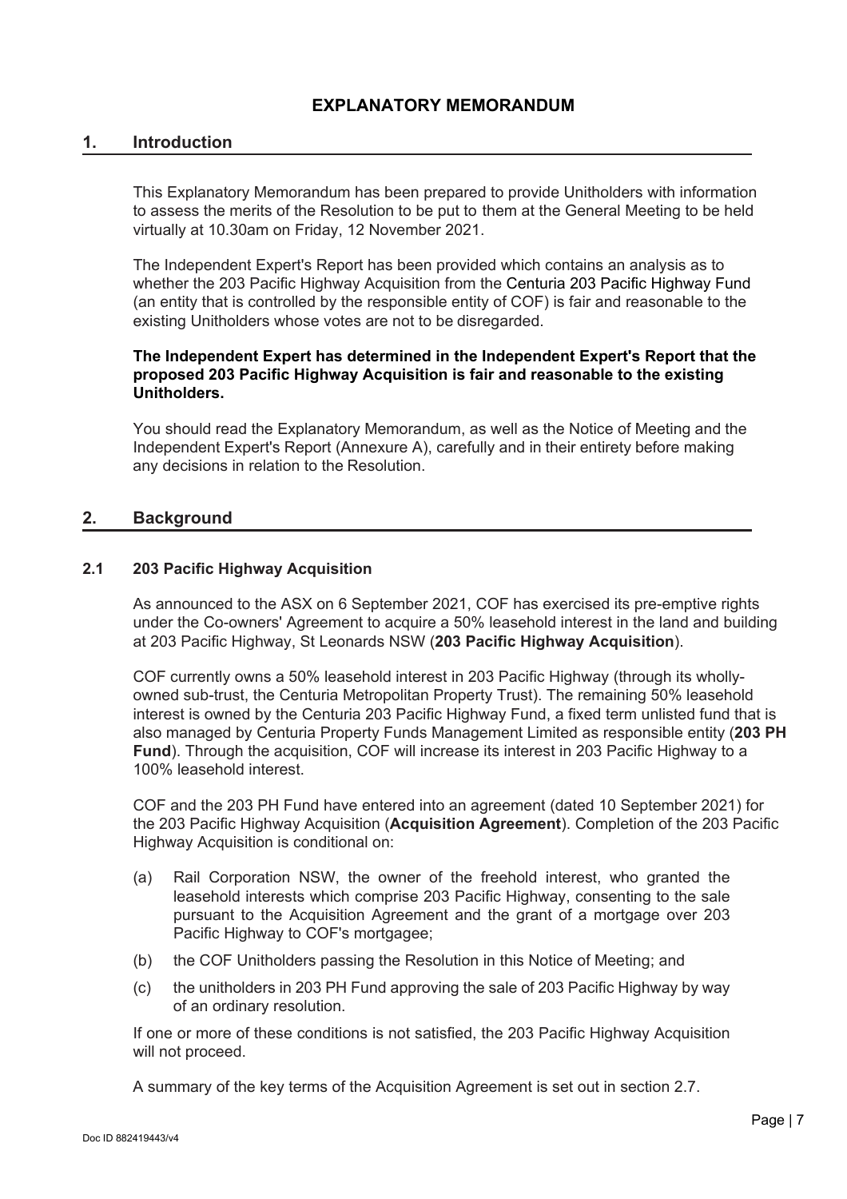# EXPLANATORY MEMORANDUM

## 1. Introduction

This Explanatory Memorandum has been prepared to provide Unitholders with information to assess the merits of the Resolution to be put to them at the General Meeting to be held virtually at 10.30am on Friday, 12 November 2021.

The Independent Expert's Report has been provided which contains an analysis as to whether the 203 Pacific Highway Acquisition from the Centuria 203 Pacific Highway Fund (an entity that is controlled by the responsible entity of COF) is fair and reasonable to the existing Unitholders whose votes are not to be disregarded.

**The Independent Expert has determined in the Independent Expert's Report that the proposed 203 Pacific Highway Acquisition is fair and reasonable to the existing Unitholders.**

You should read the Explanatory Memorandum, as well as the Notice of Meeting and the Independent Expert's Report (Annexure A), carefully and in their entirety before making any decisions in relation to the Resolution.

## 2. Background

### 2.1 203 Pacific Highway Acquisition

As announced to the ASX on 6 September 2021, COF has exercised its pre-emptive rights under the Co-owners' Agreement to acquire a 50% leasehold interest in the land and building at 203 Pacific Highway, St Leonards NSW (**203 Pacific Highway Acquisition**).

COF currently owns a 50% leasehold interest in 203 Pacific Highway (through its wholly-owned sub-trust, the Centuria Metropolitan Property Trust). The remaining 50% leasehold interest is owned by the Centuria 203 Pacific Highway Fund, a fixed term unlisted fund that is also managed by Centuria Property Funds Management Limited as responsible entity (**203 PH Fund**). Through the acquisition, COF will increase its interest in 203 Pacific Highway to a 100% leasehold interest.

COF and the 203 PH Fund have entered into an agreement (dated 10 September 2021) for the 203 Pacific Highway Acquisition (**Acquisition Agreement**). Completion of the 203 Pacific Highway Acquisition is conditional on:

(a) Rail Corporation NSW, the owner of the freehold interest, who granted the leasehold interests which comprise 203 Pacific Highway, consenting to the sale pursuant to the Acquisition Agreement and the grant of a mortgage over 203 Pacific Highway to COF's mortgagee;

(b) the COF Unitholders passing the Resolution in this Notice of Meeting; and

(c) the unitholders in 203 PH Fund approving the sale of 203 Pacific Highway by way of an ordinary resolution.

If one or more of these conditions is not satisfied, the 203 Pacific Highway Acquisition will not proceed.

A summary of the key terms of the Acquisition Agreement is set out in section 2.7.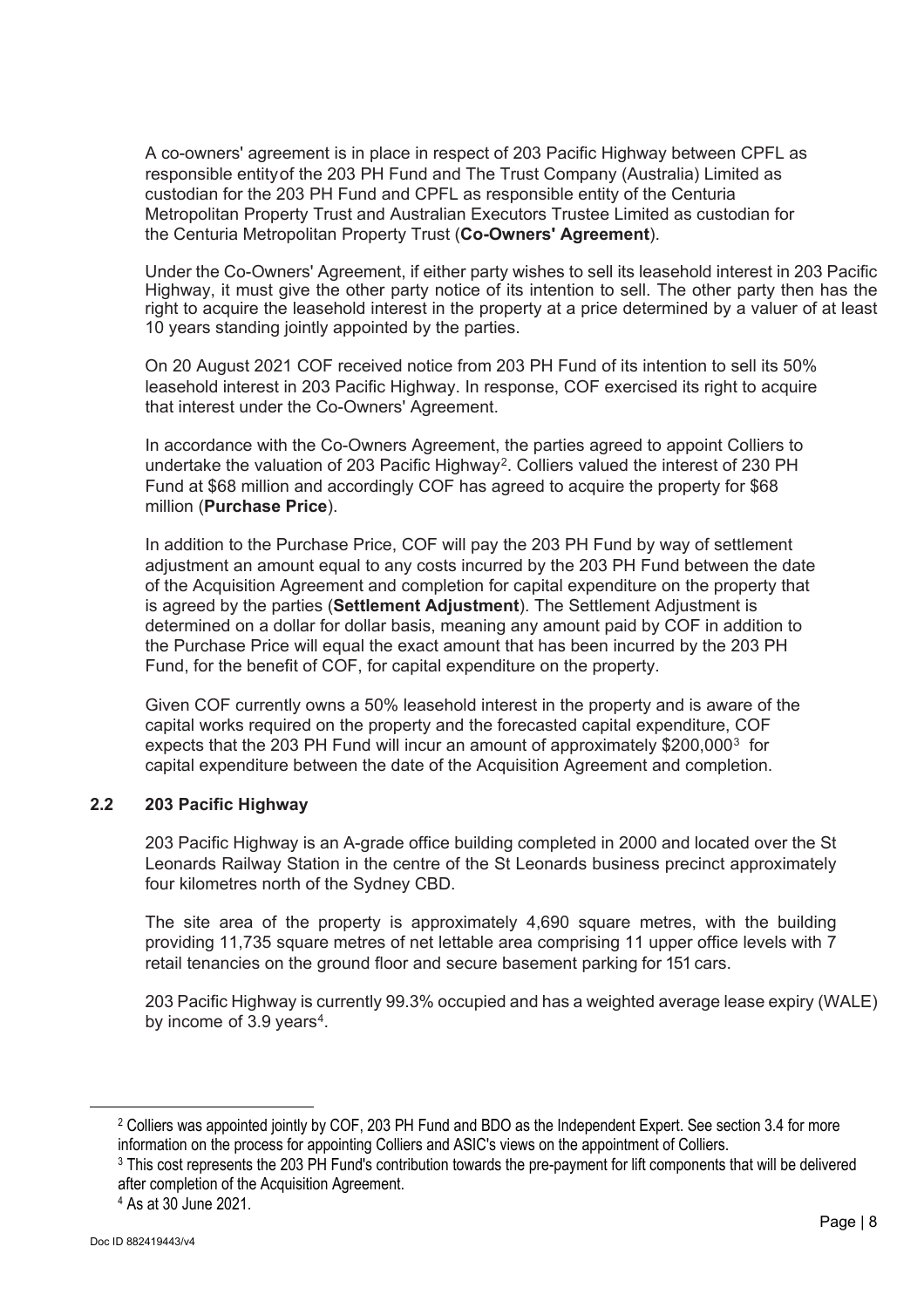A co-owners' agreement is in place in respect of 203 Pacific Highway between CPFL as responsible entity of the 203 PH Fund and The Trust Company (Australia) Limited as custodian for the 203 PH Fund and CPFL as responsible entity of the Centuria Metropolitan Property Trust and Australian Executors Trustee Limited as custodian for the Centuria Metropolitan Property Trust (**Co-Owners' Agreement**).

Under the Co-Owners' Agreement, if either party wishes to sell its leasehold interest in 203 Pacific Highway, it must give the other party notice of its intention to sell. The other party then has the right to acquire the leasehold interest in the property at a price determined by a valuer of at least 10 years standing jointly appointed by the parties.

On 20 August 2021 COF received notice from 203 PH Fund of its intention to sell its 50% leasehold interest in 203 Pacific Highway. In response, COF exercised its right to acquire that interest under the Co-Owners' Agreement.

In accordance with the Co-Owners Agreement, the parties agreed to appoint Colliers to undertake the valuation of 203 Pacific Highway[2]. Colliers valued the interest of 230 PH Fund at $68 million and accordingly COF has agreed to acquire the property for $68 million (**Purchase Price**).

In addition to the Purchase Price, COF will pay the 203 PH Fund by way of settlement adjustment an amount equal to any costs incurred by the 203 PH Fund between the date of the Acquisition Agreement and completion for capital expenditure on the property that is agreed by the parties (**Settlement Adjustment**). The Settlement Adjustment is determined on a dollar for dollar basis, meaning any amount paid by COF in addition to the Purchase Price will equal the exact amount that has been incurred by the 203 PH Fund, for the benefit of COF, for capital expenditure on the property.

Given COF currently owns a 50% leasehold interest in the property and is aware of the capital works required on the property and the forecasted capital expenditure, COF expects that the 203 PH Fund will incur an amount of approximately $200,000[3] for capital expenditure between the date of the Acquisition Agreement and completion.

## 2.2 203 Pacific Highway

203 Pacific Highway is an A-grade office building completed in 2000 and located over the St Leonards Railway Station in the centre of the St Leonards business precinct approximately four kilometres north of the Sydney CBD.

The site area of the property is approximately 4,690 square metres, with the building providing 11,735 square metres of net lettable area comprising 11 upper office levels with 7 retail tenancies on the ground floor and secure basement parking for 151 cars.

203 Pacific Highway is currently 99.3% occupied and has a weighted average lease expiry (WALE) by income of 3.9 years[4].

---

[2] Colliers was appointed jointly by COF, 203 PH Fund and BDO as the Independent Expert. See section 3.4 for more information on the process for appointing Colliers and ASIC's views on the appointment of Colliers.

[3] This cost represents the 203 PH Fund's contribution towards the pre-payment for lift components that will be delivered after completion of the Acquisition Agreement.

[4] As at 30 June 2021.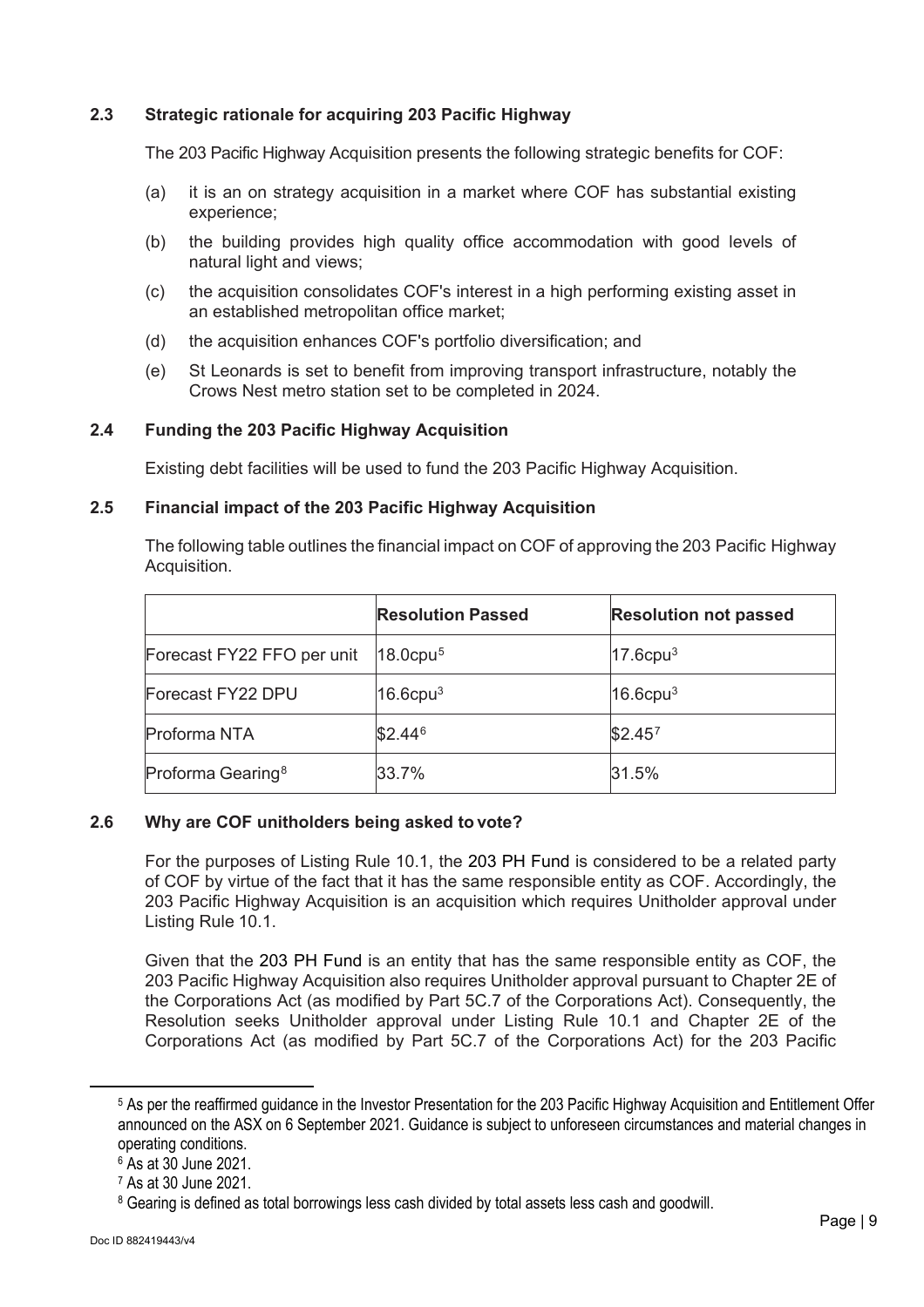### 2.3 Strategic rationale for acquiring 203 Pacific Highway

The 203 Pacific Highway Acquisition presents the following strategic benefits for COF:

(a) it is an on strategy acquisition in a market where COF has substantial existing experience;

(b) the building provides high quality office accommodation with good levels of natural light and views;

(c) the acquisition consolidates COF's interest in a high performing existing asset in an established metropolitan office market;

(d) the acquisition enhances COF's portfolio diversification; and

(e) St Leonards is set to benefit from improving transport infrastructure, notably the Crows Nest metro station set to be completed in 2024.

### 2.4 Funding the 203 Pacific Highway Acquisition

Existing debt facilities will be used to fund the 203 Pacific Highway Acquisition.

### 2.5 Financial impact of the 203 Pacific Highway Acquisition

The following table outlines the financial impact on COF of approving the 203 Pacific Highway Acquisition.

| | **Resolution Passed** | **Resolution not passed** |
|---|---|---|
| Forecast FY22 FFO per unit | 18.0cpu[5] | 17.6cpu[3] |
| Forecast FY22 DPU | 16.6cpu[3] | 16.6cpu[3] |
| Proforma NTA | $2.44[6] | $2.45[7] |
| Proforma Gearing[8] | 33.7% | 31.5% |

### 2.6 Why are COF unitholders being asked to vote?

For the purposes of Listing Rule 10.1, the 203 PH Fund is considered to be a related party of COF by virtue of the fact that it has the same responsible entity as COF. Accordingly, the 203 Pacific Highway Acquisition is an acquisition which requires Unitholder approval under Listing Rule 10.1.

Given that the 203 PH Fund is an entity that has the same responsible entity as COF, the 203 Pacific Highway Acquisition also requires Unitholder approval pursuant to Chapter 2E of the Corporations Act (as modified by Part 5C.7 of the Corporations Act). Consequently, the Resolution seeks Unitholder approval under Listing Rule 10.1 and Chapter 2E of the Corporations Act (as modified by Part 5C.7 of the Corporations Act) for the 203 Pacific

---

[5] As per the reaffirmed guidance in the Investor Presentation for the 203 Pacific Highway Acquisition and Entitlement Offer announced on the ASX on 6 September 2021. Guidance is subject to unforeseen circumstances and material changes in operating conditions.

[6] As at 30 June 2021.

[7] As at 30 June 2021.

[8] Gearing is defined as total borrowings less cash divided by total assets less cash and goodwill.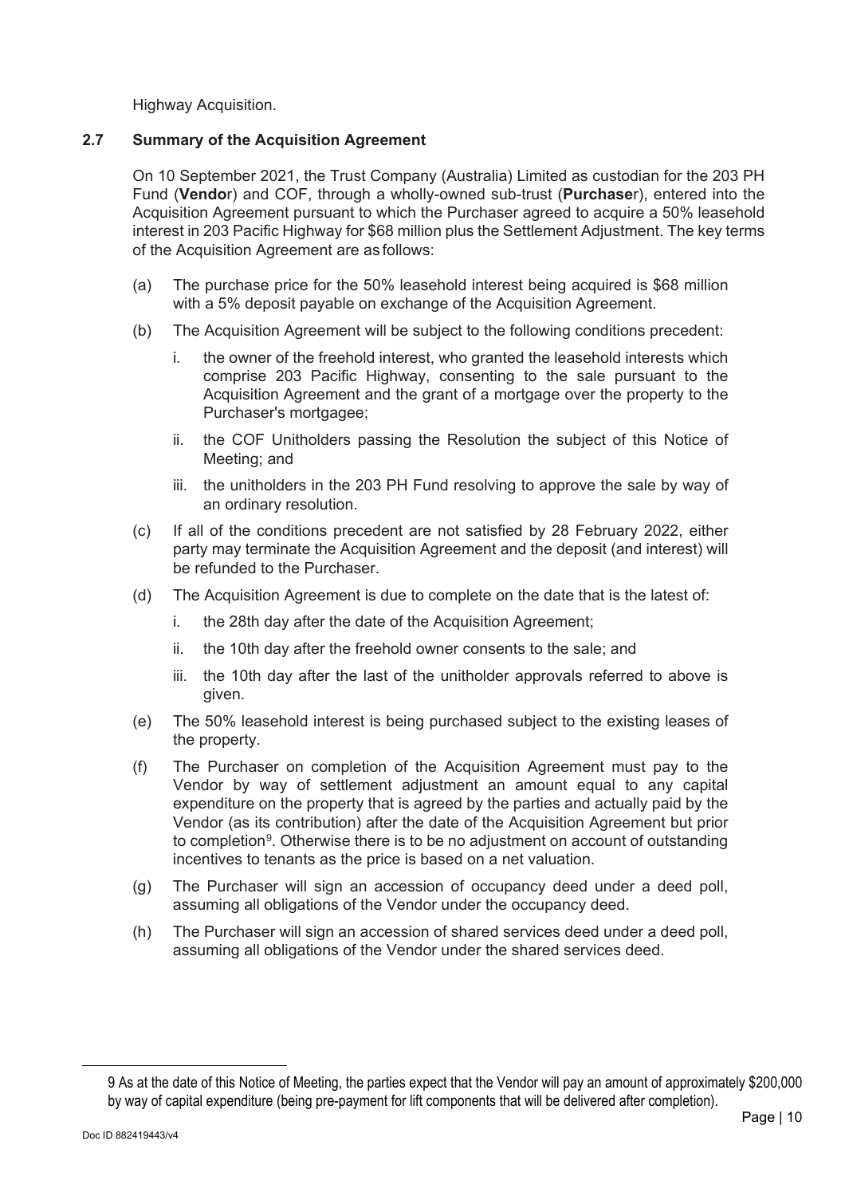Highway Acquisition.

## 2.7 Summary of the Acquisition Agreement

On 10 September 2021, the Trust Company (Australia) Limited as custodian for the 203 PH Fund (**Vendor**) and COF, through a wholly-owned sub-trust (**Purchaser**), entered into the Acquisition Agreement pursuant to which the Purchaser agreed to acquire a 50% leasehold interest in 203 Pacific Highway for $68 million plus the Settlement Adjustment. The key terms of the Acquisition Agreement are as follows:

(a) The purchase price for the 50% leasehold interest being acquired is $68 million with a 5% deposit payable on exchange of the Acquisition Agreement.

(b) The Acquisition Agreement will be subject to the following conditions precedent:

  i. the owner of the freehold interest, who granted the leasehold interests which comprise 203 Pacific Highway, consenting to the sale pursuant to the Acquisition Agreement and the grant of a mortgage over the property to the Purchaser's mortgagee;

  ii. the COF Unitholders passing the Resolution the subject of this Notice of Meeting; and

  iii. the unitholders in the 203 PH Fund resolving to approve the sale by way of an ordinary resolution.

(c) If all of the conditions precedent are not satisfied by 28 February 2022, either party may terminate the Acquisition Agreement and the deposit (and interest) will be refunded to the Purchaser.

(d) The Acquisition Agreement is due to complete on the date that is the latest of:

  i. the 28th day after the date of the Acquisition Agreement;

  ii. the 10th day after the freehold owner consents to the sale; and

  iii. the 10th day after the last of the unitholder approvals referred to above is given.

(e) The 50% leasehold interest is being purchased subject to the existing leases of the property.

(f) The Purchaser on completion of the Acquisition Agreement must pay to the Vendor by way of settlement adjustment an amount equal to any capital expenditure on the property that is agreed by the parties and actually paid by the Vendor (as its contribution) after the date of the Acquisition Agreement but prior to completion[9]. Otherwise there is to be no adjustment on account of outstanding incentives to tenants as the price is based on a net valuation.

(g) The Purchaser will sign an accession of occupancy deed under a deed poll, assuming all obligations of the Vendor under the occupancy deed.

(h) The Purchaser will sign an accession of shared services deed under a deed poll, assuming all obligations of the Vendor under the shared services deed.

---

9 As at the date of this Notice of Meeting, the parties expect that the Vendor will pay an amount of approximately $200,000 by way of capital expenditure (being pre-payment for lift components that will be delivered after completion).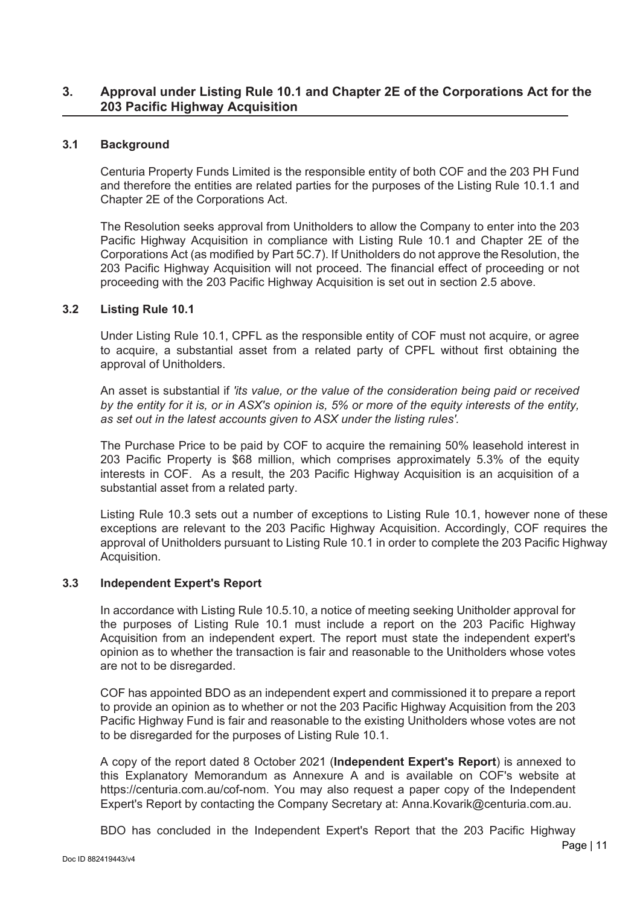## 3. Approval under Listing Rule 10.1 and Chapter 2E of the Corporations Act for the 203 Pacific Highway Acquisition

### 3.1 Background

Centuria Property Funds Limited is the responsible entity of both COF and the 203 PH Fund and therefore the entities are related parties for the purposes of the Listing Rule 10.1.1 and Chapter 2E of the Corporations Act.

The Resolution seeks approval from Unitholders to allow the Company to enter into the 203 Pacific Highway Acquisition in compliance with Listing Rule 10.1 and Chapter 2E of the Corporations Act (as modified by Part 5C.7). If Unitholders do not approve the Resolution, the 203 Pacific Highway Acquisition will not proceed. The financial effect of proceeding or not proceeding with the 203 Pacific Highway Acquisition is set out in section 2.5 above.

### 3.2 Listing Rule 10.1

Under Listing Rule 10.1, CPFL as the responsible entity of COF must not acquire, or agree to acquire, a substantial asset from a related party of CPFL without first obtaining the approval of Unitholders.

An asset is substantial if *'its value, or the value of the consideration being paid or received by the entity for it is, or in ASX's opinion is, 5% or more of the equity interests of the entity, as set out in the latest accounts given to ASX under the listing rules'*.

The Purchase Price to be paid by COF to acquire the remaining 50% leasehold interest in 203 Pacific Property is $68 million, which comprises approximately 5.3% of the equity interests in COF. As a result, the 203 Pacific Highway Acquisition is an acquisition of a substantial asset from a related party.

Listing Rule 10.3 sets out a number of exceptions to Listing Rule 10.1, however none of these exceptions are relevant to the 203 Pacific Highway Acquisition. Accordingly, COF requires the approval of Unitholders pursuant to Listing Rule 10.1 in order to complete the 203 Pacific Highway Acquisition.

### 3.3 Independent Expert's Report

In accordance with Listing Rule 10.5.10, a notice of meeting seeking Unitholder approval for the purposes of Listing Rule 10.1 must include a report on the 203 Pacific Highway Acquisition from an independent expert. The report must state the independent expert's opinion as to whether the transaction is fair and reasonable to the Unitholders whose votes are not to be disregarded.

COF has appointed BDO as an independent expert and commissioned it to prepare a report to provide an opinion as to whether or not the 203 Pacific Highway Acquisition from the 203 Pacific Highway Fund is fair and reasonable to the existing Unitholders whose votes are not to be disregarded for the purposes of Listing Rule 10.1.

A copy of the report dated 8 October 2021 (**Independent Expert's Report**) is annexed to this Explanatory Memorandum as Annexure A and is available on COF's website at https://centuria.com.au/cof-nom. You may also request a paper copy of the Independent Expert's Report by contacting the Company Secretary at: Anna.Kovarik@centuria.com.au.

BDO has concluded in the Independent Expert's Report that the 203 Pacific Highway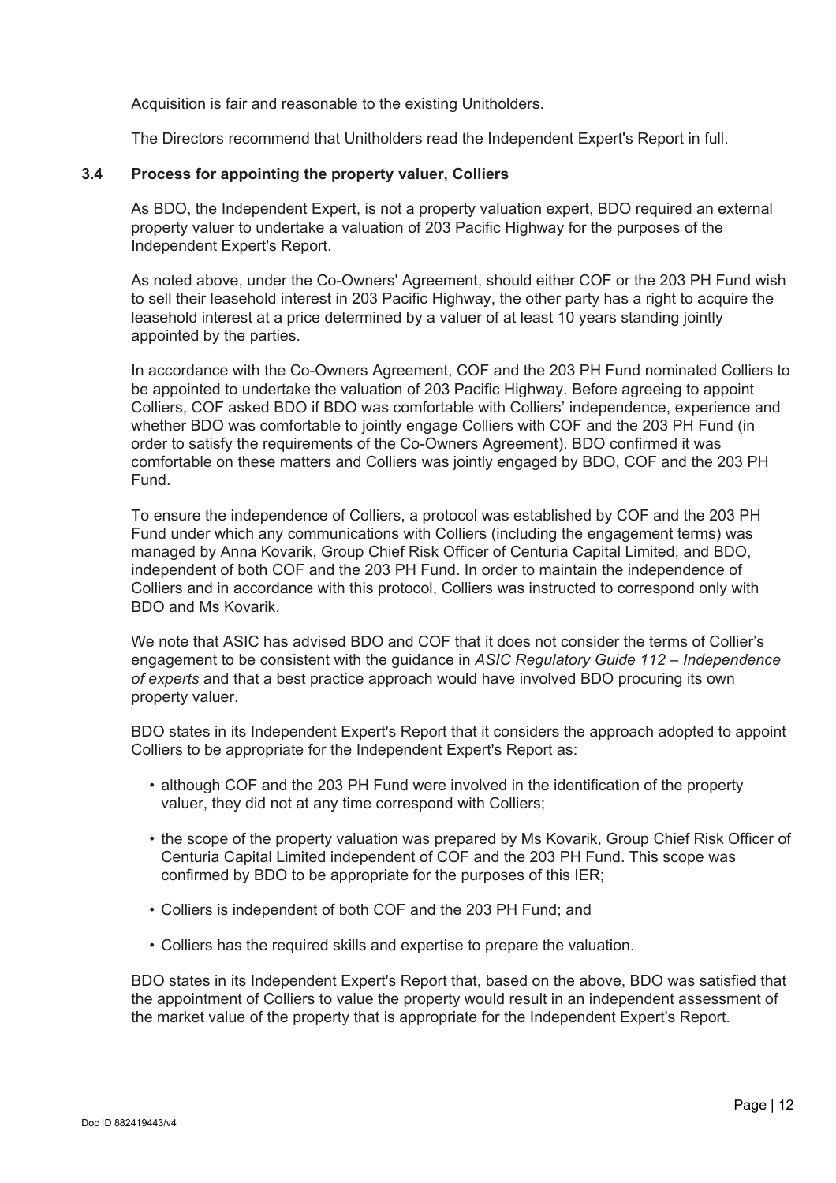Acquisition is fair and reasonable to the existing Unitholders.

The Directors recommend that Unitholders read the Independent Expert's Report in full.

### 3.4 Process for appointing the property valuer, Colliers

As BDO, the Independent Expert, is not a property valuation expert, BDO required an external property valuer to undertake a valuation of 203 Pacific Highway for the purposes of the Independent Expert's Report.

As noted above, under the Co-Owners' Agreement, should either COF or the 203 PH Fund wish to sell their leasehold interest in 203 Pacific Highway, the other party has a right to acquire the leasehold interest at a price determined by a valuer of at least 10 years standing jointly appointed by the parties.

In accordance with the Co-Owners Agreement, COF and the 203 PH Fund nominated Colliers to be appointed to undertake the valuation of 203 Pacific Highway. Before agreeing to appoint Colliers, COF asked BDO if BDO was comfortable with Colliers' independence, experience and whether BDO was comfortable to jointly engage Colliers with COF and the 203 PH Fund (in order to satisfy the requirements of the Co-Owners Agreement). BDO confirmed it was comfortable on these matters and Colliers was jointly engaged by BDO, COF and the 203 PH Fund.

To ensure the independence of Colliers, a protocol was established by COF and the 203 PH Fund under which any communications with Colliers (including the engagement terms) was managed by Anna Kovarik, Group Chief Risk Officer of Centuria Capital Limited, and BDO, independent of both COF and the 203 PH Fund. In order to maintain the independence of Colliers and in accordance with this protocol, Colliers was instructed to correspond only with BDO and Ms Kovarik.

We note that ASIC has advised BDO and COF that it does not consider the terms of Collier's engagement to be consistent with the guidance in *ASIC Regulatory Guide 112 – Independence of experts* and that a best practice approach would have involved BDO procuring its own property valuer.

BDO states in its Independent Expert's Report that it considers the approach adopted to appoint Colliers to be appropriate for the Independent Expert's Report as:

- although COF and the 203 PH Fund were involved in the identification of the property valuer, they did not at any time correspond with Colliers;
- the scope of the property valuation was prepared by Ms Kovarik, Group Chief Risk Officer of Centuria Capital Limited independent of COF and the 203 PH Fund. This scope was confirmed by BDO to be appropriate for the purposes of this IER;
- Colliers is independent of both COF and the 203 PH Fund; and
- Colliers has the required skills and expertise to prepare the valuation.

BDO states in its Independent Expert's Report that, based on the above, BDO was satisfied that the appointment of Colliers to value the property would result in an independent assessment of the market value of the property that is appropriate for the Independent Expert's Report.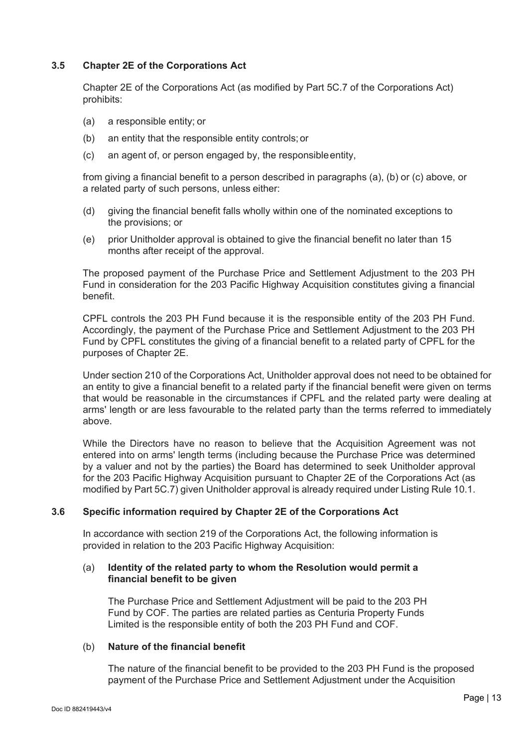### 3.5 Chapter 2E of the Corporations Act

Chapter 2E of the Corporations Act (as modified by Part 5C.7 of the Corporations Act) prohibits:

(a) a responsible entity; or

(b) an entity that the responsible entity controls; or

(c) an agent of, or person engaged by, the responsible entity,

from giving a financial benefit to a person described in paragraphs (a), (b) or (c) above, or a related party of such persons, unless either:

(d) giving the financial benefit falls wholly within one of the nominated exceptions to the provisions; or

(e) prior Unitholder approval is obtained to give the financial benefit no later than 15 months after receipt of the approval.

The proposed payment of the Purchase Price and Settlement Adjustment to the 203 PH Fund in consideration for the 203 Pacific Highway Acquisition constitutes giving a financial benefit.

CPFL controls the 203 PH Fund because it is the responsible entity of the 203 PH Fund. Accordingly, the payment of the Purchase Price and Settlement Adjustment to the 203 PH Fund by CPFL constitutes the giving of a financial benefit to a related party of CPFL for the purposes of Chapter 2E.

Under section 210 of the Corporations Act, Unitholder approval does not need to be obtained for an entity to give a financial benefit to a related party if the financial benefit were given on terms that would be reasonable in the circumstances if CPFL and the related party were dealing at arms' length or are less favourable to the related party than the terms referred to immediately above.

While the Directors have no reason to believe that the Acquisition Agreement was not entered into on arms' length terms (including because the Purchase Price was determined by a valuer and not by the parties) the Board has determined to seek Unitholder approval for the 203 Pacific Highway Acquisition pursuant to Chapter 2E of the Corporations Act (as modified by Part 5C.7) given Unitholder approval is already required under Listing Rule 10.1.

### 3.6 Specific information required by Chapter 2E of the Corporations Act

In accordance with section 219 of the Corporations Act, the following information is provided in relation to the 203 Pacific Highway Acquisition:

(a) **Identity of the related party to whom the Resolution would permit a financial benefit to be given**

The Purchase Price and Settlement Adjustment will be paid to the 203 PH Fund by COF. The parties are related parties as Centuria Property Funds Limited is the responsible entity of both the 203 PH Fund and COF.

(b) **Nature of the financial benefit**

The nature of the financial benefit to be provided to the 203 PH Fund is the proposed payment of the Purchase Price and Settlement Adjustment under the Acquisition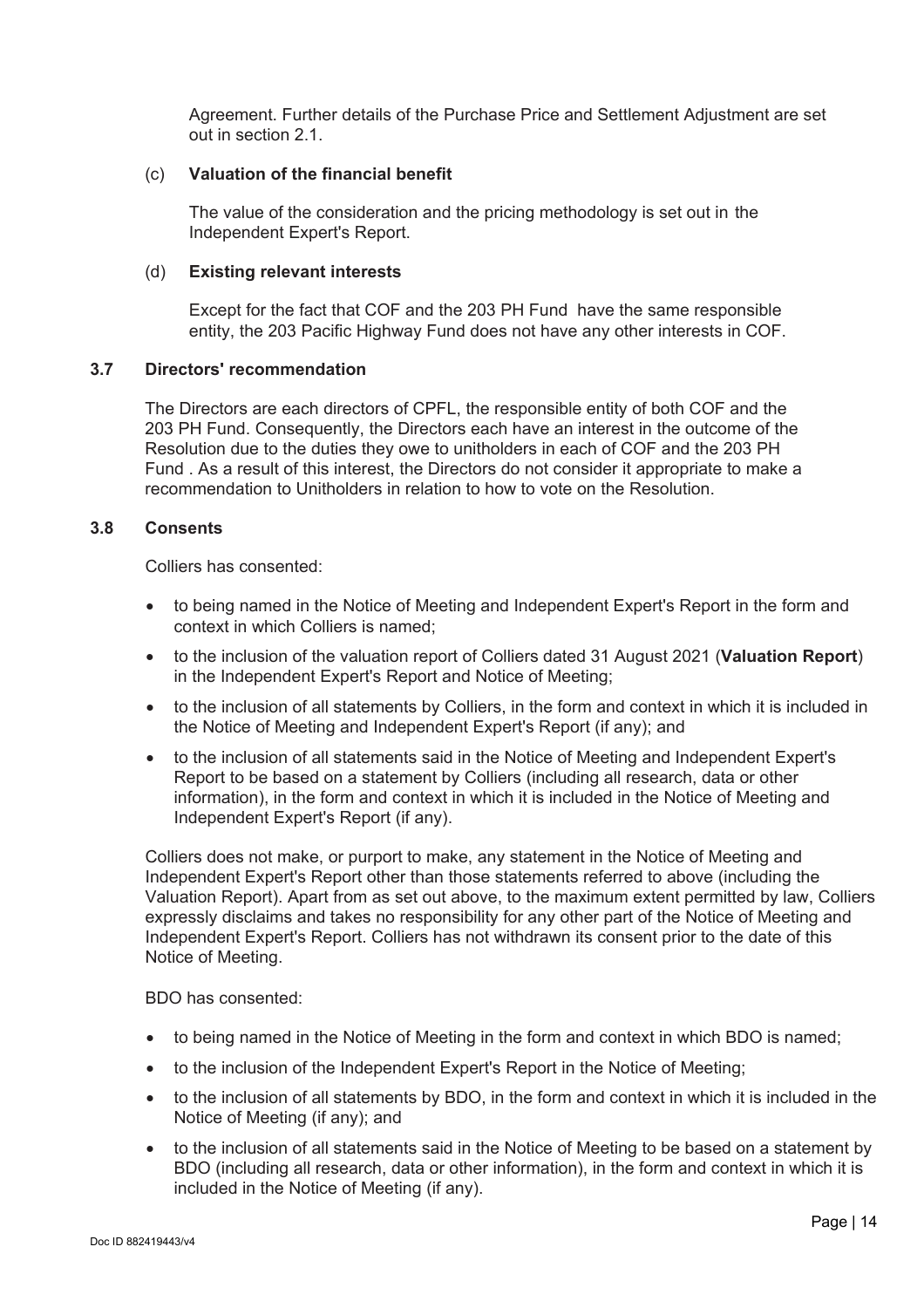Agreement. Further details of the Purchase Price and Settlement Adjustment are set out in section 2.1.

(c) **Valuation of the financial benefit**

The value of the consideration and the pricing methodology is set out in the Independent Expert's Report.

(d) **Existing relevant interests**

Except for the fact that COF and the 203 PH Fund have the same responsible entity, the 203 Pacific Highway Fund does not have any other interests in COF.

### 3.7 Directors' recommendation

The Directors are each directors of CPFL, the responsible entity of both COF and the 203 PH Fund. Consequently, the Directors each have an interest in the outcome of the Resolution due to the duties they owe to unitholders in each of COF and the 203 PH Fund . As a result of this interest, the Directors do not consider it appropriate to make a recommendation to Unitholders in relation to how to vote on the Resolution.

### 3.8 Consents

Colliers has consented:

- to being named in the Notice of Meeting and Independent Expert's Report in the form and context in which Colliers is named;
- to the inclusion of the valuation report of Colliers dated 31 August 2021 (**Valuation Report**) in the Independent Expert's Report and Notice of Meeting;
- to the inclusion of all statements by Colliers, in the form and context in which it is included in the Notice of Meeting and Independent Expert's Report (if any); and
- to the inclusion of all statements said in the Notice of Meeting and Independent Expert's Report to be based on a statement by Colliers (including all research, data or other information), in the form and context in which it is included in the Notice of Meeting and Independent Expert's Report (if any).

Colliers does not make, or purport to make, any statement in the Notice of Meeting and Independent Expert's Report other than those statements referred to above (including the Valuation Report). Apart from as set out above, to the maximum extent permitted by law, Colliers expressly disclaims and takes no responsibility for any other part of the Notice of Meeting and Independent Expert's Report. Colliers has not withdrawn its consent prior to the date of this Notice of Meeting.

BDO has consented:

- to being named in the Notice of Meeting in the form and context in which BDO is named;
- to the inclusion of the Independent Expert's Report in the Notice of Meeting;
- to the inclusion of all statements by BDO, in the form and context in which it is included in the Notice of Meeting (if any); and
- to the inclusion of all statements said in the Notice of Meeting to be based on a statement by BDO (including all research, data or other information), in the form and context in which it is included in the Notice of Meeting (if any).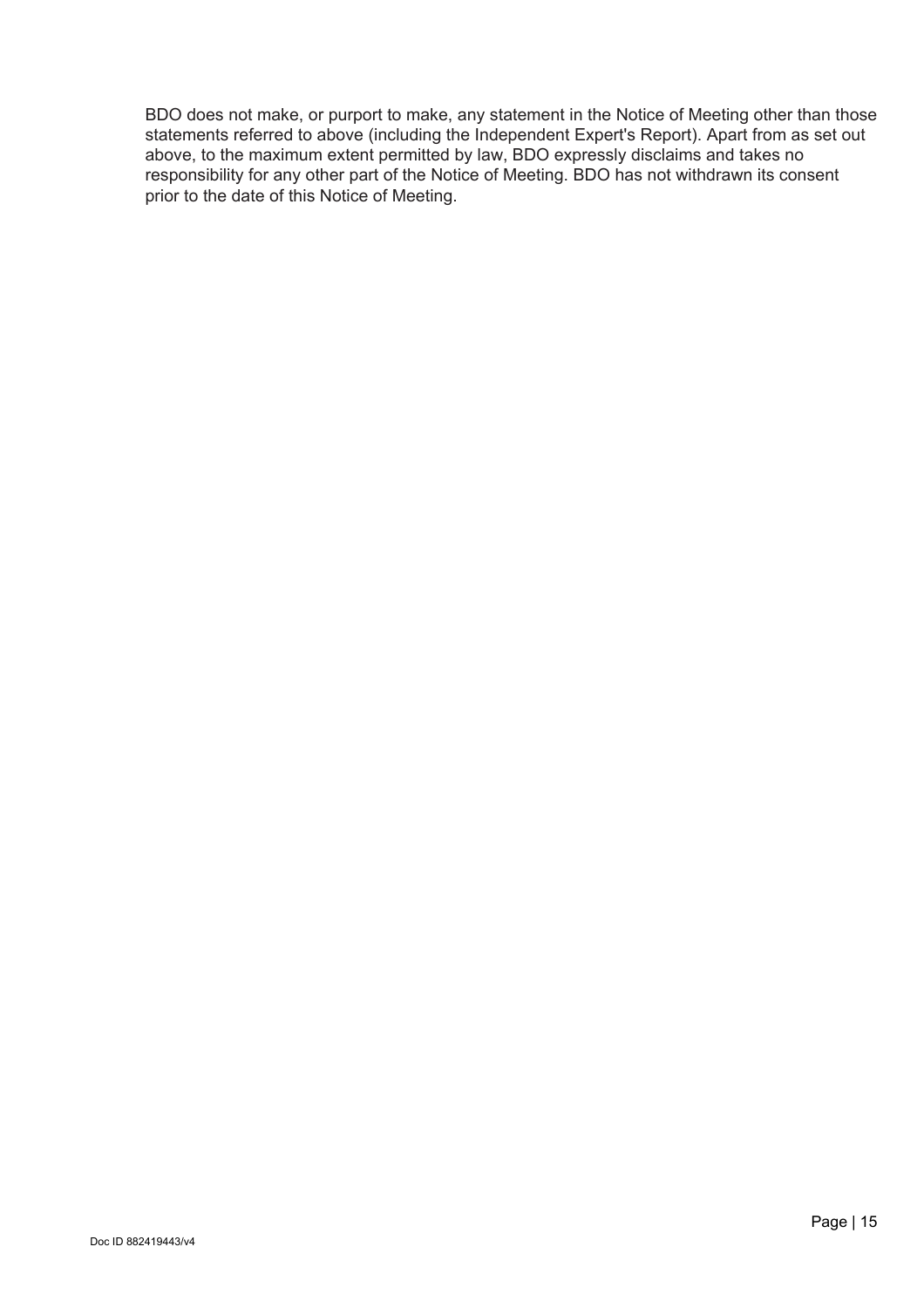BDO does not make, or purport to make, any statement in the Notice of Meeting other than those statements referred to above (including the Independent Expert's Report). Apart from as set out above, to the maximum extent permitted by law, BDO expressly disclaims and takes no responsibility for any other part of the Notice of Meeting. BDO has not withdrawn its consent prior to the date of this Notice of Meeting.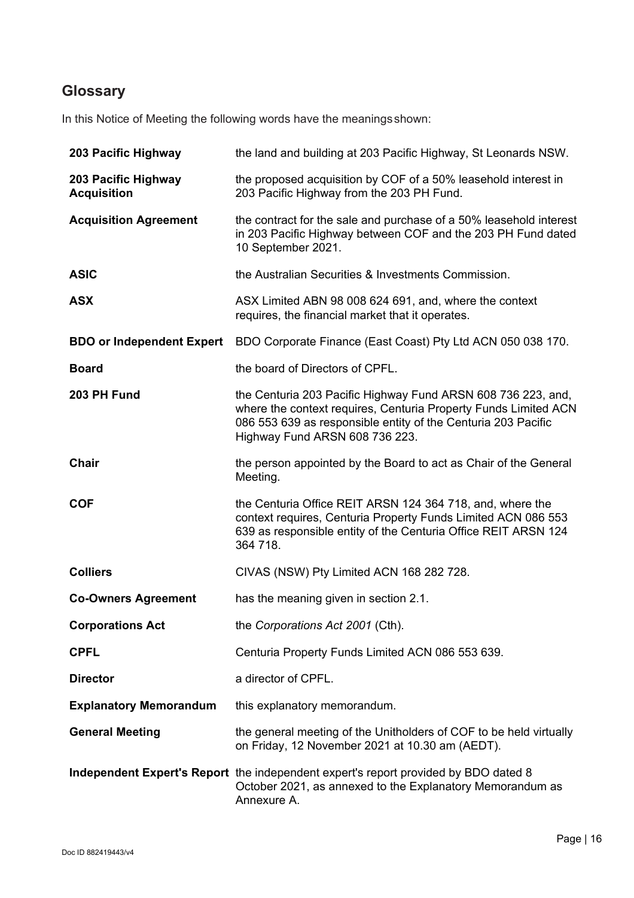## Glossary

In this Notice of Meeting the following words have the meanings shown:

| | |
|---|---|
| **203 Pacific Highway** | the land and building at 203 Pacific Highway, St Leonards NSW. |
| **203 Pacific Highway Acquisition** | the proposed acquisition by COF of a 50% leasehold interest in 203 Pacific Highway from the 203 PH Fund. |
| **Acquisition Agreement** | the contract for the sale and purchase of a 50% leasehold interest in 203 Pacific Highway between COF and the 203 PH Fund dated 10 September 2021. |
| **ASIC** | the Australian Securities & Investments Commission. |
| **ASX** | ASX Limited ABN 98 008 624 691, and, where the context requires, the financial market that it operates. |
| **BDO or Independent Expert** | BDO Corporate Finance (East Coast) Pty Ltd ACN 050 038 170. |
| **Board** | the board of Directors of CPFL. |
| **203 PH Fund** | the Centuria 203 Pacific Highway Fund ARSN 608 736 223, and, where the context requires, Centuria Property Funds Limited ACN 086 553 639 as responsible entity of the Centuria 203 Pacific Highway Fund ARSN 608 736 223. |
| **Chair** | the person appointed by the Board to act as Chair of the General Meeting. |
| **COF** | the Centuria Office REIT ARSN 124 364 718, and, where the context requires, Centuria Property Funds Limited ACN 086 553 639 as responsible entity of the Centuria Office REIT ARSN 124 364 718. |
| **Colliers** | CIVAS (NSW) Pty Limited ACN 168 282 728. |
| **Co-Owners Agreement** | has the meaning given in section 2.1. |
| **Corporations Act** | the *Corporations Act 2001* (Cth). |
| **CPFL** | Centuria Property Funds Limited ACN 086 553 639. |
| **Director** | a director of CPFL. |
| **Explanatory Memorandum** | this explanatory memorandum. |
| **General Meeting** | the general meeting of the Unitholders of COF to be held virtually on Friday, 12 November 2021 at 10.30 am (AEDT). |
| **Independent Expert's Report** | the independent expert's report provided by BDO dated 8 October 2021, as annexed to the Explanatory Memorandum as Annexure A. |

Doc ID 882419443/v4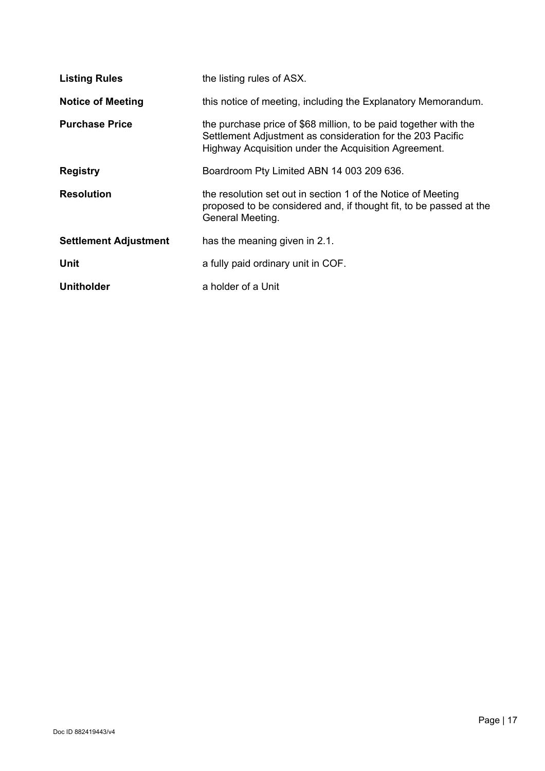| | |
|---|---|
| **Listing Rules** | the listing rules of ASX. |
| **Notice of Meeting** | this notice of meeting, including the Explanatory Memorandum. |
| **Purchase Price** | the purchase price of $68 million, to be paid together with the Settlement Adjustment as consideration for the 203 Pacific Highway Acquisition under the Acquisition Agreement. |
| **Registry** | Boardroom Pty Limited ABN 14 003 209 636. |
| **Resolution** | the resolution set out in section 1 of the Notice of Meeting proposed to be considered and, if thought fit, to be passed at the General Meeting. |
| **Settlement Adjustment** | has the meaning given in 2.1. |
| **Unit** | a fully paid ordinary unit in COF. |
| **Unitholder** | a holder of a Unit |

Doc ID 882419443/v4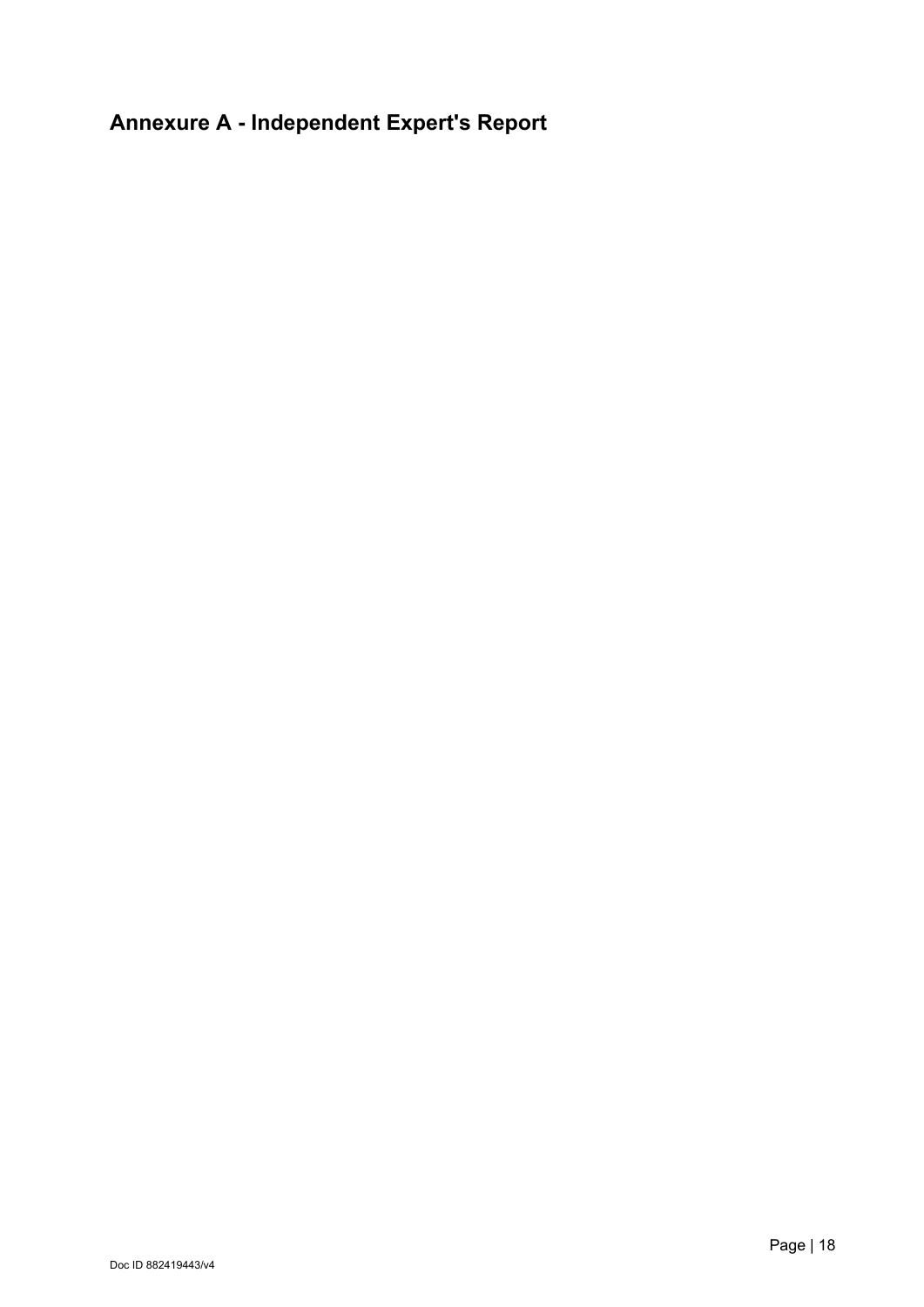# Annexure A - Independent Expert's Report